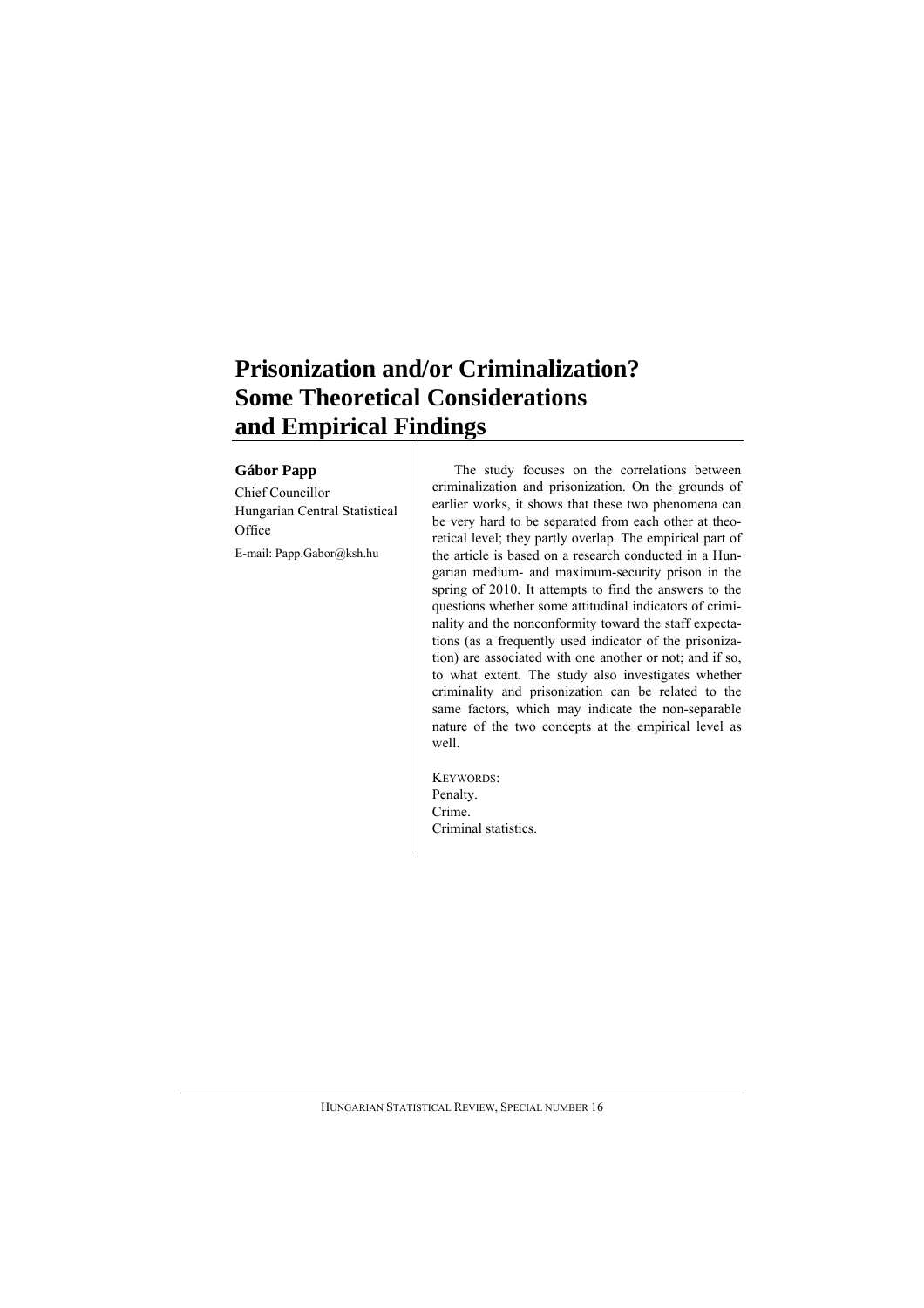# Prisonization and/or Criminalization? Some Theoretical Considerations and Empirical Findings

**Gábor Papp**

Chief Councillor
Hungarian Central Statistical Office

E-mail: Papp.Gabor@ksh.hu

The study focuses on the correlations between criminalization and prisonization. On the grounds of earlier works, it shows that these two phenomena can be very hard to be separated from each other at theoretical level; they partly overlap. The empirical part of the article is based on a research conducted in a Hungarian medium- and maximum-security prison in the spring of 2010. It attempts to find the answers to the questions whether some attitudinal indicators of criminality and the nonconformity toward the staff expectations (as a frequently used indicator of the prisonization) are associated with one another or not; and if so, to what extent. The study also investigates whether criminality and prisonization can be related to the same factors, which may indicate the non-separable nature of the two concepts at the empirical level as well.

KEYWORDS:
Penalty.
Crime.
Criminal statistics.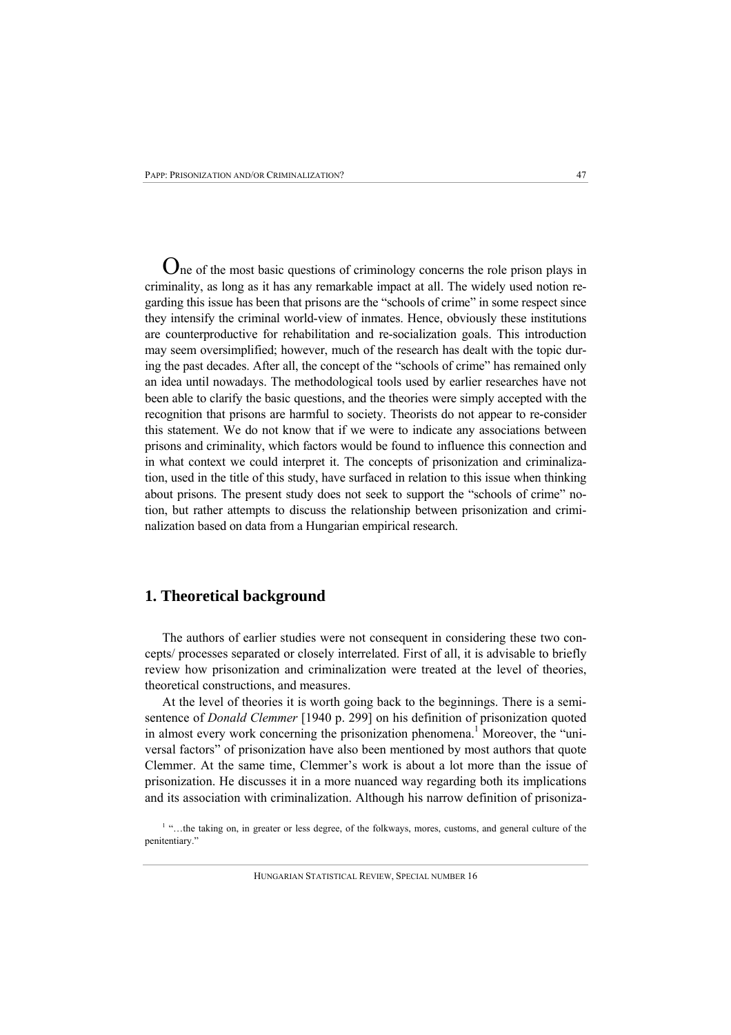One of the most basic questions of criminology concerns the role prison plays in criminality, as long as it has any remarkable impact at all. The widely used notion regarding this issue has been that prisons are the "schools of crime" in some respect since they intensify the criminal world-view of inmates. Hence, obviously these institutions are counterproductive for rehabilitation and re-socialization goals. This introduction may seem oversimplified; however, much of the research has dealt with the topic during the past decades. After all, the concept of the "schools of crime" has remained only an idea until nowadays. The methodological tools used by earlier researches have not been able to clarify the basic questions, and the theories were simply accepted with the recognition that prisons are harmful to society. Theorists do not appear to re-consider this statement. We do not know that if we were to indicate any associations between prisons and criminality, which factors would be found to influence this connection and in what context we could interpret it. The concepts of prisonization and criminalization, used in the title of this study, have surfaced in relation to this issue when thinking about prisons. The present study does not seek to support the "schools of crime" notion, but rather attempts to discuss the relationship between prisonization and criminalization based on data from a Hungarian empirical research.

## 1. Theoretical background

The authors of earlier studies were not consequent in considering these two concepts/ processes separated or closely interrelated. First of all, it is advisable to briefly review how prisonization and criminalization were treated at the level of theories, theoretical constructions, and measures.

At the level of theories it is worth going back to the beginnings. There is a semisentence of *Donald Clemmer* [1940 p. 299] on his definition of prisonization quoted in almost every work concerning the prisonization phenomena.[1] Moreover, the "universal factors" of prisonization have also been mentioned by most authors that quote Clemmer. At the same time, Clemmer's work is about a lot more than the issue of prisonization. He discusses it in a more nuanced way regarding both its implications and its association with criminalization. Although his narrow definition of prisoniza-

[1] "…the taking on, in greater or less degree, of the folkways, mores, customs, and general culture of the penitentiary."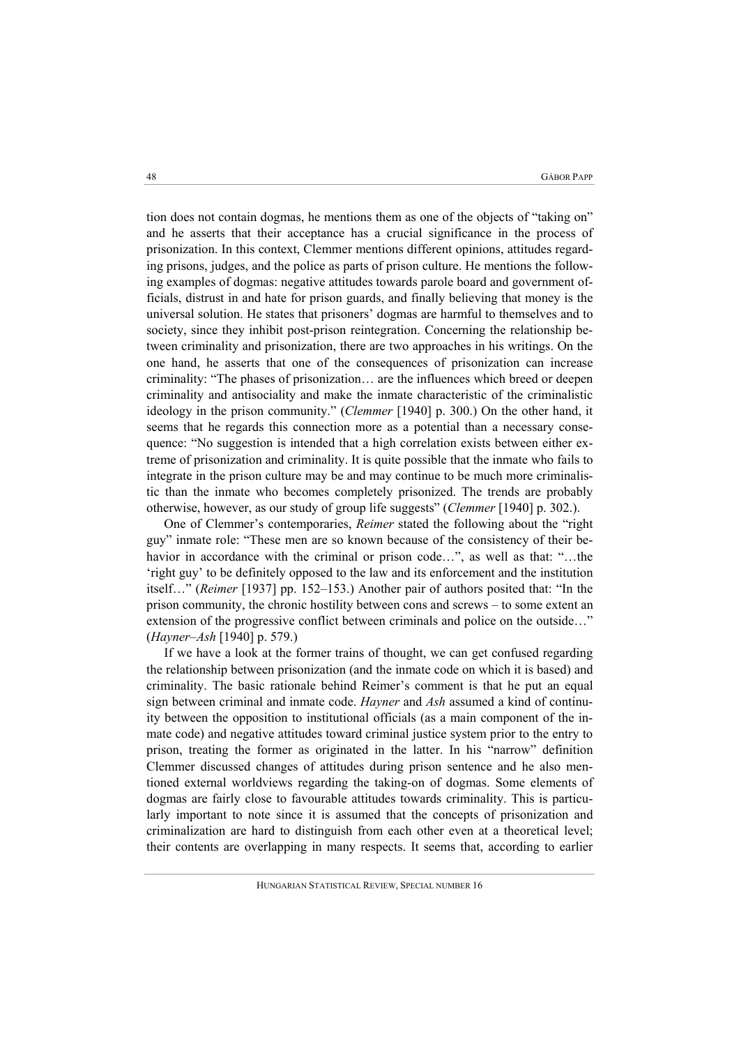tion does not contain dogmas, he mentions them as one of the objects of "taking on" and he asserts that their acceptance has a crucial significance in the process of prisonization. In this context, Clemmer mentions different opinions, attitudes regarding prisons, judges, and the police as parts of prison culture. He mentions the following examples of dogmas: negative attitudes towards parole board and government officials, distrust in and hate for prison guards, and finally believing that money is the universal solution. He states that prisoners' dogmas are harmful to themselves and to society, since they inhibit post-prison reintegration. Concerning the relationship between criminality and prisonization, there are two approaches in his writings. On the one hand, he asserts that one of the consequences of prisonization can increase criminality: "The phases of prisonization… are the influences which breed or deepen criminality and antisociality and make the inmate characteristic of the criminalistic ideology in the prison community." (*Clemmer* [1940] p. 300.) On the other hand, it seems that he regards this connection more as a potential than a necessary consequence: "No suggestion is intended that a high correlation exists between either extreme of prisonization and criminality. It is quite possible that the inmate who fails to integrate in the prison culture may be and may continue to be much more criminalistic than the inmate who becomes completely prisonized. The trends are probably otherwise, however, as our study of group life suggests" (*Clemmer* [1940] p. 302.).

One of Clemmer's contemporaries, *Reimer* stated the following about the "right guy" inmate role: "These men are so known because of the consistency of their behavior in accordance with the criminal or prison code…", as well as that: "…the 'right guy' to be definitely opposed to the law and its enforcement and the institution itself…" (*Reimer* [1937] pp. 152–153.) Another pair of authors posited that: "In the prison community, the chronic hostility between cons and screws – to some extent an extension of the progressive conflict between criminals and police on the outside…" (*Hayner–Ash* [1940] p. 579.)

If we have a look at the former trains of thought, we can get confused regarding the relationship between prisonization (and the inmate code on which it is based) and criminality. The basic rationale behind Reimer's comment is that he put an equal sign between criminal and inmate code. *Hayner* and *Ash* assumed a kind of continuity between the opposition to institutional officials (as a main component of the inmate code) and negative attitudes toward criminal justice system prior to the entry to prison, treating the former as originated in the latter. In his "narrow" definition Clemmer discussed changes of attitudes during prison sentence and he also mentioned external worldviews regarding the taking-on of dogmas. Some elements of dogmas are fairly close to favourable attitudes towards criminality. This is particularly important to note since it is assumed that the concepts of prisonization and criminalization are hard to distinguish from each other even at a theoretical level; their contents are overlapping in many respects. It seems that, according to earlier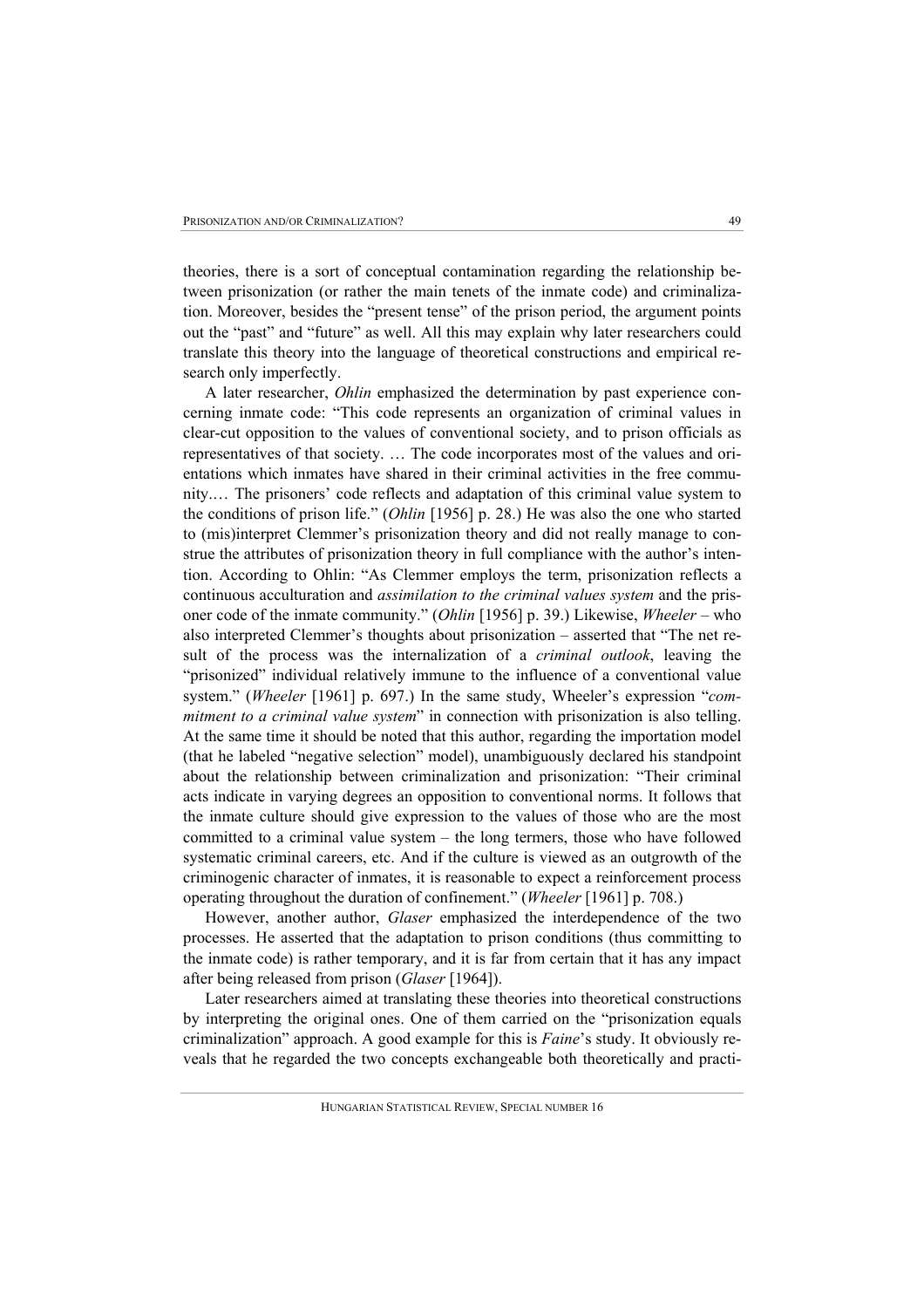theories, there is a sort of conceptual contamination regarding the relationship between prisonization (or rather the main tenets of the inmate code) and criminalization. Moreover, besides the "present tense" of the prison period, the argument points out the "past" and "future" as well. All this may explain why later researchers could translate this theory into the language of theoretical constructions and empirical research only imperfectly.

A later researcher, *Ohlin* emphasized the determination by past experience concerning inmate code: "This code represents an organization of criminal values in clear-cut opposition to the values of conventional society, and to prison officials as representatives of that society. … The code incorporates most of the values and orientations which inmates have shared in their criminal activities in the free community.… The prisoners' code reflects and adaptation of this criminal value system to the conditions of prison life." (*Ohlin* [1956] p. 28.) He was also the one who started to (mis)interpret Clemmer's prisonization theory and did not really manage to construe the attributes of prisonization theory in full compliance with the author's intention. According to Ohlin: "As Clemmer employs the term, prisonization reflects a continuous acculturation and *assimilation to the criminal values system* and the prisoner code of the inmate community." (*Ohlin* [1956] p. 39.) Likewise, *Wheeler* – who also interpreted Clemmer's thoughts about prisonization – asserted that "The net result of the process was the internalization of a *criminal outlook*, leaving the "prisonized" individual relatively immune to the influence of a conventional value system." (*Wheeler* [1961] p. 697.) In the same study, Wheeler's expression "*commitment to a criminal value system*" in connection with prisonization is also telling. At the same time it should be noted that this author, regarding the importation model (that he labeled "negative selection" model), unambiguously declared his standpoint about the relationship between criminalization and prisonization: "Their criminal acts indicate in varying degrees an opposition to conventional norms. It follows that the inmate culture should give expression to the values of those who are the most committed to a criminal value system – the long termers, those who have followed systematic criminal careers, etc. And if the culture is viewed as an outgrowth of the criminogenic character of inmates, it is reasonable to expect a reinforcement process operating throughout the duration of confinement." (*Wheeler* [1961] p. 708.)

However, another author, *Glaser* emphasized the interdependence of the two processes. He asserted that the adaptation to prison conditions (thus committing to the inmate code) is rather temporary, and it is far from certain that it has any impact after being released from prison (*Glaser* [1964]).

Later researchers aimed at translating these theories into theoretical constructions by interpreting the original ones. One of them carried on the "prisonization equals criminalization" approach. A good example for this is *Faine*'s study. It obviously reveals that he regarded the two concepts exchangeable both theoretically and practi-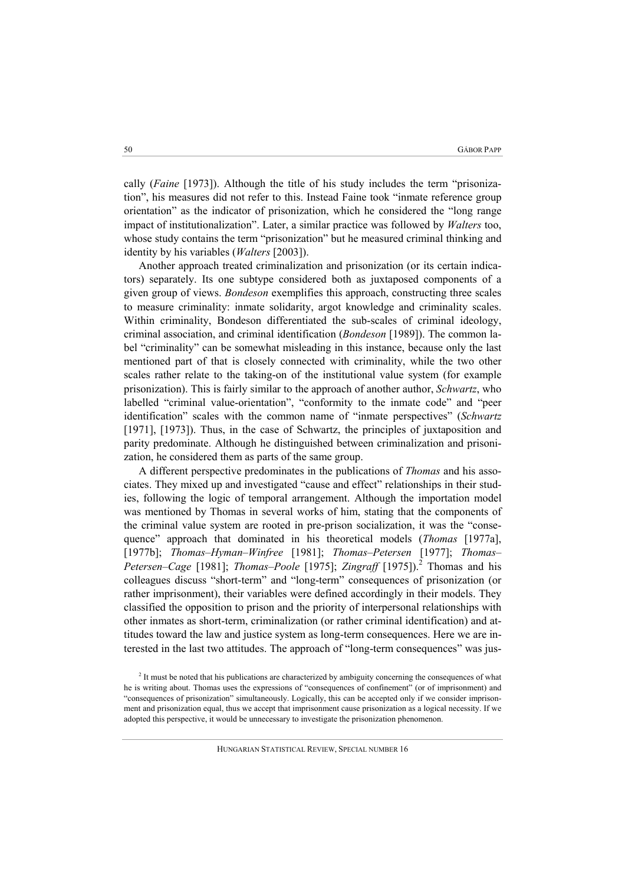cally (*Faine* [1973]). Although the title of his study includes the term "prisonization", his measures did not refer to this. Instead Faine took "inmate reference group orientation" as the indicator of prisonization, which he considered the "long range impact of institutionalization". Later, a similar practice was followed by *Walters* too, whose study contains the term "prisonization" but he measured criminal thinking and identity by his variables (*Walters* [2003]).

Another approach treated criminalization and prisonization (or its certain indicators) separately. Its one subtype considered both as juxtaposed components of a given group of views. *Bondeson* exemplifies this approach, constructing three scales to measure criminality: inmate solidarity, argot knowledge and criminality scales. Within criminality, Bondeson differentiated the sub-scales of criminal ideology, criminal association, and criminal identification (*Bondeson* [1989]). The common label "criminality" can be somewhat misleading in this instance, because only the last mentioned part of that is closely connected with criminality, while the two other scales rather relate to the taking-on of the institutional value system (for example prisonization). This is fairly similar to the approach of another author, *Schwartz*, who labelled "criminal value-orientation", "conformity to the inmate code" and "peer identification" scales with the common name of "inmate perspectives" (*Schwartz* [1971], [1973]). Thus, in the case of Schwartz, the principles of juxtaposition and parity predominate. Although he distinguished between criminalization and prisonization, he considered them as parts of the same group.

A different perspective predominates in the publications of *Thomas* and his associates. They mixed up and investigated "cause and effect" relationships in their studies, following the logic of temporal arrangement. Although the importation model was mentioned by Thomas in several works of him, stating that the components of the criminal value system are rooted in pre-prison socialization, it was the "consequence" approach that dominated in his theoretical models (*Thomas* [1977a], [1977b]; *Thomas–Hyman–Winfree* [1981]; *Thomas–Petersen* [1977]; *Thomas–Petersen–Cage* [1981]; *Thomas–Poole* [1975]; *Zingraff* [1975]).[2] Thomas and his colleagues discuss "short-term" and "long-term" consequences of prisonization (or rather imprisonment), their variables were defined accordingly in their models. They classified the opposition to prison and the priority of interpersonal relationships with other inmates as short-term, criminalization (or rather criminal identification) and attitudes toward the law and justice system as long-term consequences. Here we are interested in the last two attitudes. The approach of "long-term consequences" was jus-

[2] It must be noted that his publications are characterized by ambiguity concerning the consequences of what he is writing about. Thomas uses the expressions of "consequences of confinement" (or of imprisonment) and "consequences of prisonization" simultaneously. Logically, this can be accepted only if we consider imprisonment and prisonization equal, thus we accept that imprisonment cause prisonization as a logical necessity. If we adopted this perspective, it would be unnecessary to investigate the prisonization phenomenon.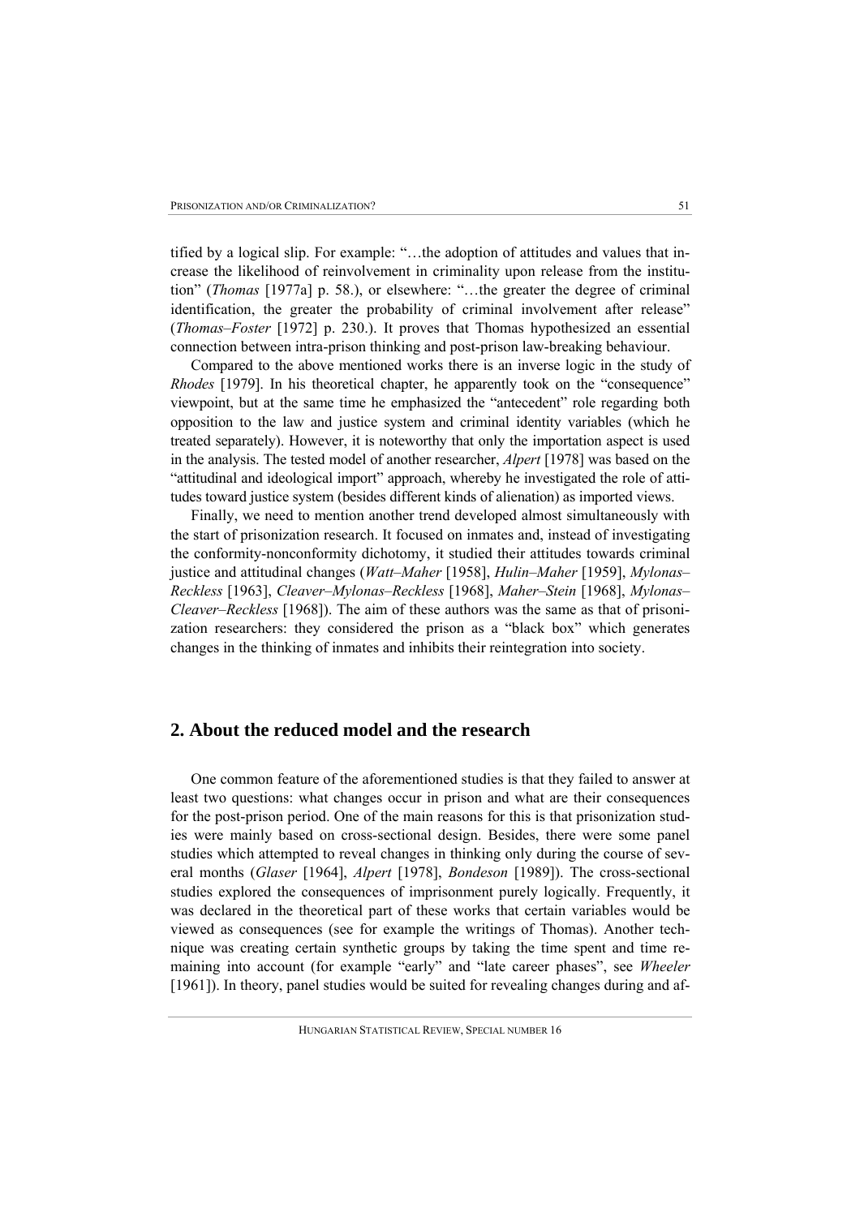tified by a logical slip. For example: "…the adoption of attitudes and values that increase the likelihood of reinvolvement in criminality upon release from the institution" (*Thomas* [1977a] p. 58.), or elsewhere: "…the greater the degree of criminal identification, the greater the probability of criminal involvement after release" (*Thomas–Foster* [1972] p. 230.). It proves that Thomas hypothesized an essential connection between intra-prison thinking and post-prison law-breaking behaviour.

Compared to the above mentioned works there is an inverse logic in the study of *Rhodes* [1979]. In his theoretical chapter, he apparently took on the "consequence" viewpoint, but at the same time he emphasized the "antecedent" role regarding both opposition to the law and justice system and criminal identity variables (which he treated separately). However, it is noteworthy that only the importation aspect is used in the analysis. The tested model of another researcher, *Alpert* [1978] was based on the "attitudinal and ideological import" approach, whereby he investigated the role of attitudes toward justice system (besides different kinds of alienation) as imported views.

Finally, we need to mention another trend developed almost simultaneously with the start of prisonization research. It focused on inmates and, instead of investigating the conformity-nonconformity dichotomy, it studied their attitudes towards criminal justice and attitudinal changes (*Watt–Maher* [1958], *Hulin–Maher* [1959], *Mylonas–Reckless* [1963], *Cleaver–Mylonas–Reckless* [1968], *Maher–Stein* [1968], *Mylonas–Cleaver–Reckless* [1968]). The aim of these authors was the same as that of prisonization researchers: they considered the prison as a "black box" which generates changes in the thinking of inmates and inhibits their reintegration into society.

## 2. About the reduced model and the research

One common feature of the aforementioned studies is that they failed to answer at least two questions: what changes occur in prison and what are their consequences for the post-prison period. One of the main reasons for this is that prisonization studies were mainly based on cross-sectional design. Besides, there were some panel studies which attempted to reveal changes in thinking only during the course of several months (*Glaser* [1964], *Alpert* [1978], *Bondeson* [1989]). The cross-sectional studies explored the consequences of imprisonment purely logically. Frequently, it was declared in the theoretical part of these works that certain variables would be viewed as consequences (see for example the writings of Thomas). Another technique was creating certain synthetic groups by taking the time spent and time remaining into account (for example "early" and "late career phases", see *Wheeler* [1961]). In theory, panel studies would be suited for revealing changes during and af-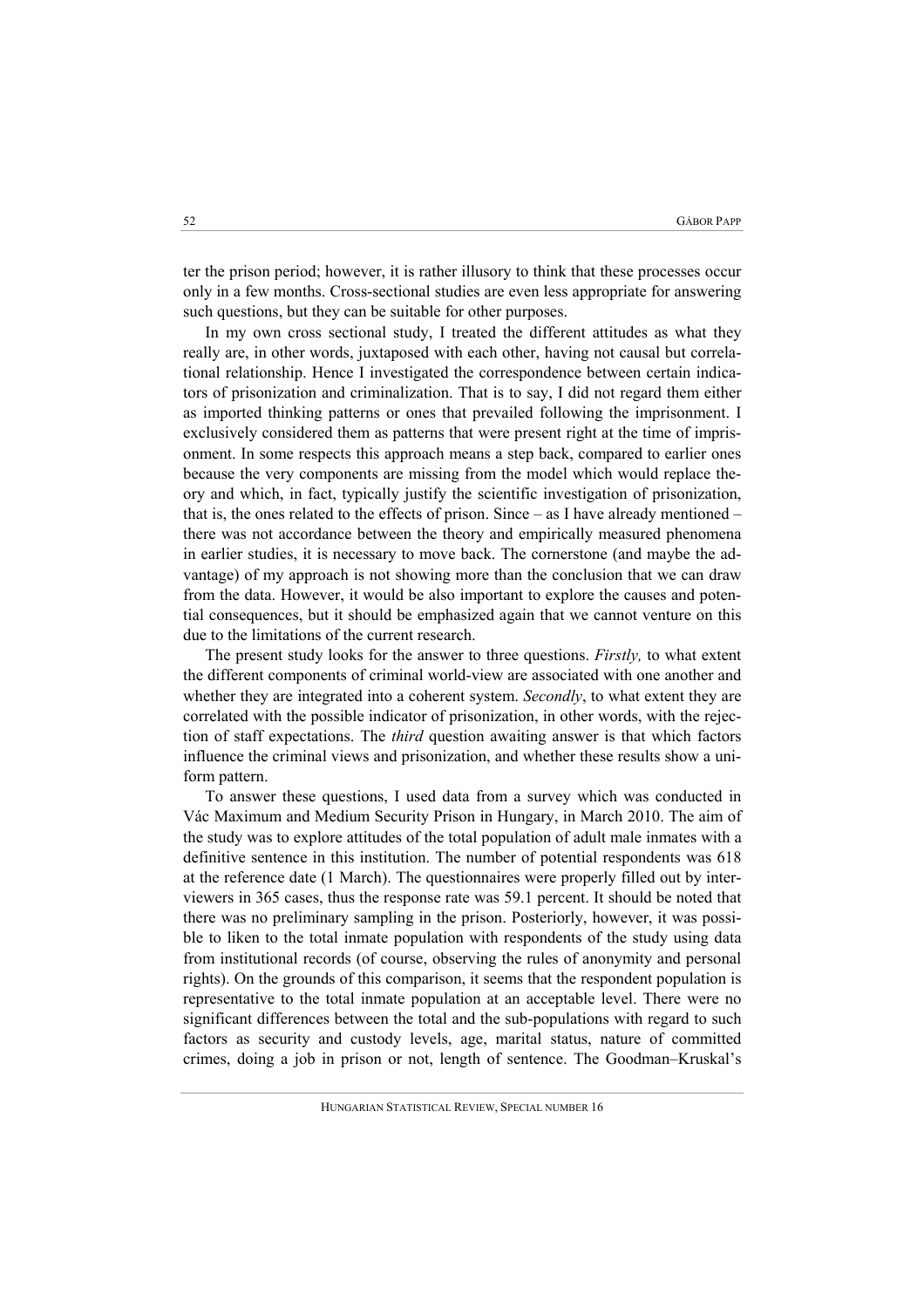ter the prison period; however, it is rather illusory to think that these processes occur only in a few months. Cross-sectional studies are even less appropriate for answering such questions, but they can be suitable for other purposes.

In my own cross sectional study, I treated the different attitudes as what they really are, in other words, juxtaposed with each other, having not causal but correlational relationship. Hence I investigated the correspondence between certain indicators of prisonization and criminalization. That is to say, I did not regard them either as imported thinking patterns or ones that prevailed following the imprisonment. I exclusively considered them as patterns that were present right at the time of imprisonment. In some respects this approach means a step back, compared to earlier ones because the very components are missing from the model which would replace theory and which, in fact, typically justify the scientific investigation of prisonization, that is, the ones related to the effects of prison. Since – as I have already mentioned – there was not accordance between the theory and empirically measured phenomena in earlier studies, it is necessary to move back. The cornerstone (and maybe the advantage) of my approach is not showing more than the conclusion that we can draw from the data. However, it would be also important to explore the causes and potential consequences, but it should be emphasized again that we cannot venture on this due to the limitations of the current research.

The present study looks for the answer to three questions. *Firstly,* to what extent the different components of criminal world-view are associated with one another and whether they are integrated into a coherent system. *Secondly*, to what extent they are correlated with the possible indicator of prisonization, in other words, with the rejection of staff expectations. The *third* question awaiting answer is that which factors influence the criminal views and prisonization, and whether these results show a uniform pattern.

To answer these questions, I used data from a survey which was conducted in Vác Maximum and Medium Security Prison in Hungary, in March 2010. The aim of the study was to explore attitudes of the total population of adult male inmates with a definitive sentence in this institution. The number of potential respondents was 618 at the reference date (1 March). The questionnaires were properly filled out by interviewers in 365 cases, thus the response rate was 59.1 percent. It should be noted that there was no preliminary sampling in the prison. Posteriorly, however, it was possible to liken to the total inmate population with respondents of the study using data from institutional records (of course, observing the rules of anonymity and personal rights). On the grounds of this comparison, it seems that the respondent population is representative to the total inmate population at an acceptable level. There were no significant differences between the total and the sub-populations with regard to such factors as security and custody levels, age, marital status, nature of committed crimes, doing a job in prison or not, length of sentence. The Goodman–Kruskal's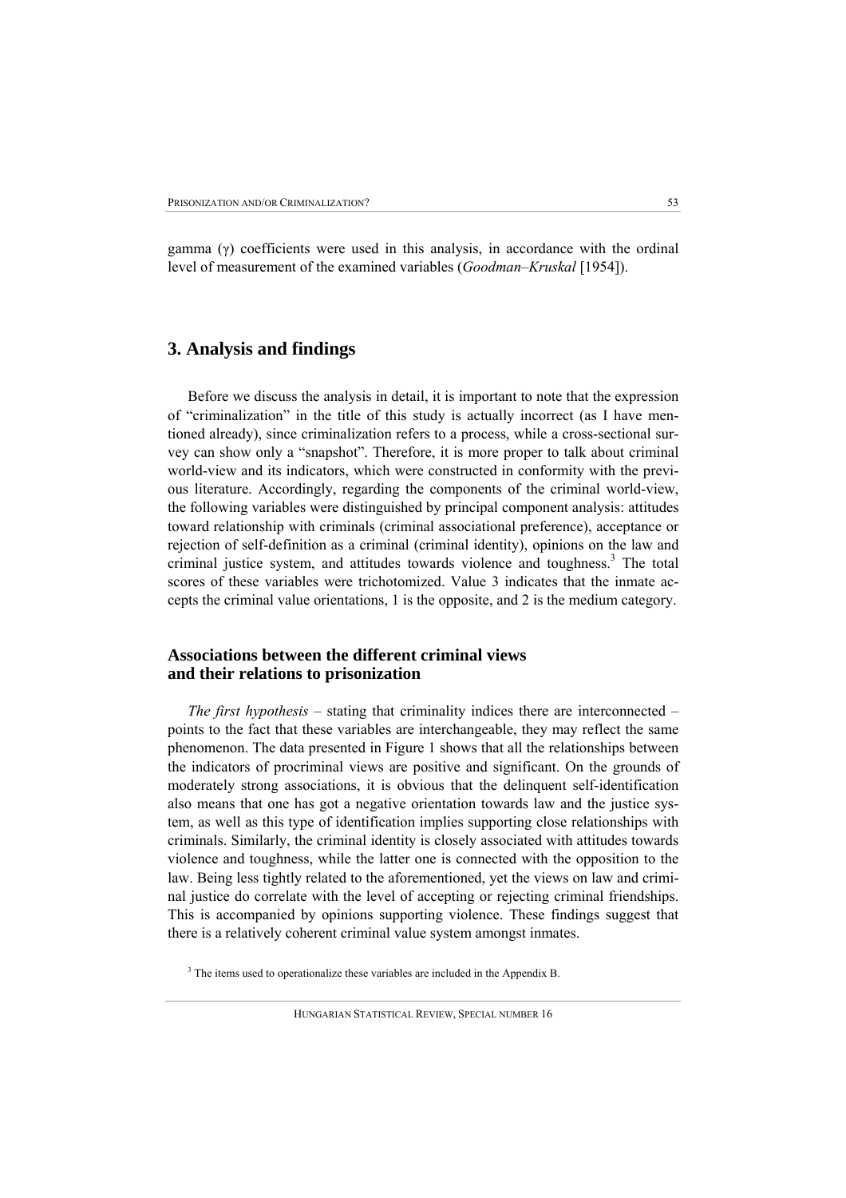gamma (γ) coefficients were used in this analysis, in accordance with the ordinal level of measurement of the examined variables (*Goodman–Kruskal* [1954]).

## 3. Analysis and findings

Before we discuss the analysis in detail, it is important to note that the expression of "criminalization" in the title of this study is actually incorrect (as I have mentioned already), since criminalization refers to a process, while a cross-sectional survey can show only a "snapshot". Therefore, it is more proper to talk about criminal world-view and its indicators, which were constructed in conformity with the previous literature. Accordingly, regarding the components of the criminal world-view, the following variables were distinguished by principal component analysis: attitudes toward relationship with criminals (criminal associational preference), acceptance or rejection of self-definition as a criminal (criminal identity), opinions on the law and criminal justice system, and attitudes towards violence and toughness.[3] The total scores of these variables were trichotomized. Value 3 indicates that the inmate accepts the criminal value orientations, 1 is the opposite, and 2 is the medium category.

### Associations between the different criminal views and their relations to prisonization

*The first hypothesis* – stating that criminality indices there are interconnected – points to the fact that these variables are interchangeable, they may reflect the same phenomenon. The data presented in Figure 1 shows that all the relationships between the indicators of procriminal views are positive and significant. On the grounds of moderately strong associations, it is obvious that the delinquent self-identification also means that one has got a negative orientation towards law and the justice system, as well as this type of identification implies supporting close relationships with criminals. Similarly, the criminal identity is closely associated with attitudes towards violence and toughness, while the latter one is connected with the opposition to the law. Being less tightly related to the aforementioned, yet the views on law and criminal justice do correlate with the level of accepting or rejecting criminal friendships. This is accompanied by opinions supporting violence. These findings suggest that there is a relatively coherent criminal value system amongst inmates.

[3] The items used to operationalize these variables are included in the Appendix B.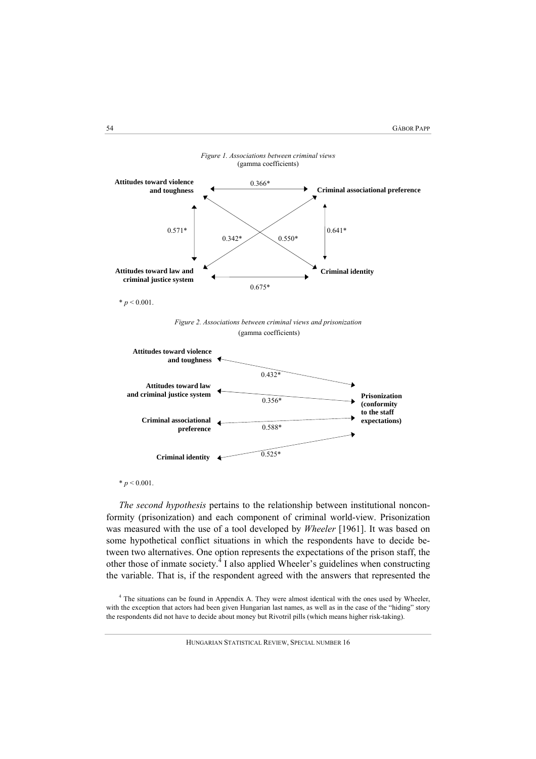*Figure 1. Associations between criminal views*
(gamma coefficients)

| | Attitudes toward violence and toughness | Criminal associational preference | Attitudes toward law and criminal justice system | Criminal identity |
|---|---|---|---|---|
| Attitudes toward violence and toughness | | 0.366* | 0.571* | 0.550* |
| Criminal associational preference | 0.366* | | 0.342* | 0.641* |
| Attitudes toward law and criminal justice system | 0.571* | 0.342* | | 0.675* |
| Criminal identity | 0.550* | 0.641* | 0.675* | |

\* $p < 0.001$.

*Figure 2. Associations between criminal views and prisonization*
(gamma coefficients)

| | Prisonization (conformity to the staff expectations) |
|---|---|
| Attitudes toward violence and toughness | 0.432* |
| Attitudes toward law and criminal justice system | 0.356* |
| Criminal associational preference | 0.588* |
| Criminal identity | 0.525* |

\* $p < 0.001$.

*The second hypothesis* pertains to the relationship between institutional nonconformity (prisonization) and each component of criminal world-view. Prisonization was measured with the use of a tool developed by *Wheeler* [1961]. It was based on some hypothetical conflict situations in which the respondents have to decide between two alternatives. One option represents the expectations of the prison staff, the other those of inmate society.[4] I also applied Wheeler's guidelines when constructing the variable. That is, if the respondent agreed with the answers that represented the

[4] The situations can be found in Appendix A. They were almost identical with the ones used by Wheeler, with the exception that actors had been given Hungarian last names, as well as in the case of the "hiding" story the respondents did not have to decide about money but Rivotril pills (which means higher risk-taking).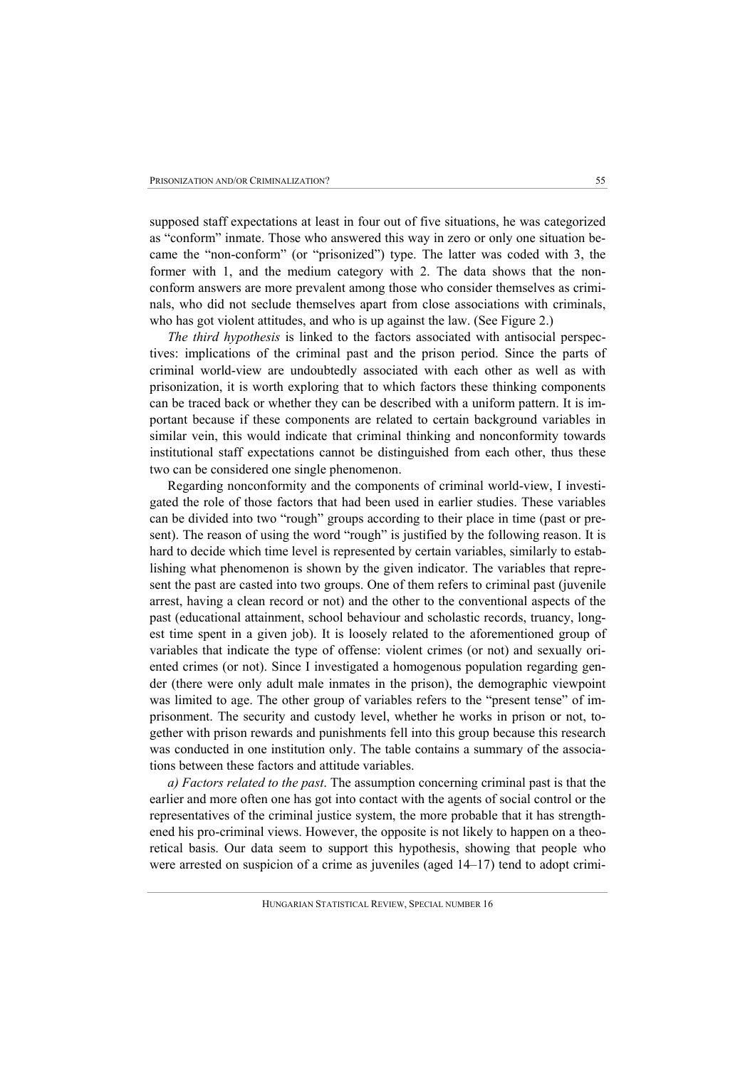supposed staff expectations at least in four out of five situations, he was categorized as "conform" inmate. Those who answered this way in zero or only one situation became the "non-conform" (or "prisonized") type. The latter was coded with 3, the former with 1, and the medium category with 2. The data shows that the nonconform answers are more prevalent among those who consider themselves as criminals, who did not seclude themselves apart from close associations with criminals, who has got violent attitudes, and who is up against the law. (See Figure 2.)

*The third hypothesis* is linked to the factors associated with antisocial perspectives: implications of the criminal past and the prison period. Since the parts of criminal world-view are undoubtedly associated with each other as well as with prisonization, it is worth exploring that to which factors these thinking components can be traced back or whether they can be described with a uniform pattern. It is important because if these components are related to certain background variables in similar vein, this would indicate that criminal thinking and nonconformity towards institutional staff expectations cannot be distinguished from each other, thus these two can be considered one single phenomenon.

Regarding nonconformity and the components of criminal world-view, I investigated the role of those factors that had been used in earlier studies. These variables can be divided into two "rough" groups according to their place in time (past or present). The reason of using the word "rough" is justified by the following reason. It is hard to decide which time level is represented by certain variables, similarly to establishing what phenomenon is shown by the given indicator. The variables that represent the past are casted into two groups. One of them refers to criminal past (juvenile arrest, having a clean record or not) and the other to the conventional aspects of the past (educational attainment, school behaviour and scholastic records, truancy, longest time spent in a given job). It is loosely related to the aforementioned group of variables that indicate the type of offense: violent crimes (or not) and sexually oriented crimes (or not). Since I investigated a homogenous population regarding gender (there were only adult male inmates in the prison), the demographic viewpoint was limited to age. The other group of variables refers to the "present tense" of imprisonment. The security and custody level, whether he works in prison or not, together with prison rewards and punishments fell into this group because this research was conducted in one institution only. The table contains a summary of the associations between these factors and attitude variables.

*a) Factors related to the past*. The assumption concerning criminal past is that the earlier and more often one has got into contact with the agents of social control or the representatives of the criminal justice system, the more probable that it has strengthened his pro-criminal views. However, the opposite is not likely to happen on a theoretical basis. Our data seem to support this hypothesis, showing that people who were arrested on suspicion of a crime as juveniles (aged 14–17) tend to adopt crimi-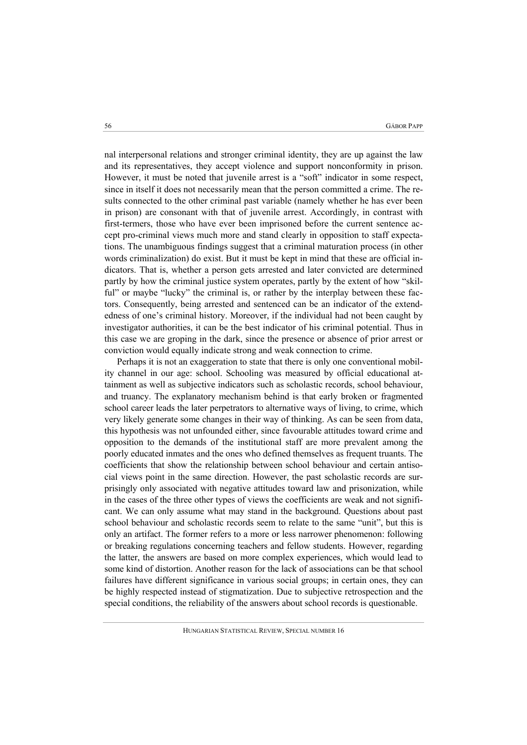nal interpersonal relations and stronger criminal identity, they are up against the law and its representatives, they accept violence and support nonconformity in prison. However, it must be noted that juvenile arrest is a "soft" indicator in some respect, since in itself it does not necessarily mean that the person committed a crime. The results connected to the other criminal past variable (namely whether he has ever been in prison) are consonant with that of juvenile arrest. Accordingly, in contrast with first-termers, those who have ever been imprisoned before the current sentence accept pro-criminal views much more and stand clearly in opposition to staff expectations. The unambiguous findings suggest that a criminal maturation process (in other words criminalization) do exist. But it must be kept in mind that these are official indicators. That is, whether a person gets arrested and later convicted are determined partly by how the criminal justice system operates, partly by the extent of how "skilful" or maybe "lucky" the criminal is, or rather by the interplay between these factors. Consequently, being arrested and sentenced can be an indicator of the extendedness of one's criminal history. Moreover, if the individual had not been caught by investigator authorities, it can be the best indicator of his criminal potential. Thus in this case we are groping in the dark, since the presence or absence of prior arrest or conviction would equally indicate strong and weak connection to crime.

Perhaps it is not an exaggeration to state that there is only one conventional mobility channel in our age: school. Schooling was measured by official educational attainment as well as subjective indicators such as scholastic records, school behaviour, and truancy. The explanatory mechanism behind is that early broken or fragmented school career leads the later perpetrators to alternative ways of living, to crime, which very likely generate some changes in their way of thinking. As can be seen from data, this hypothesis was not unfounded either, since favourable attitudes toward crime and opposition to the demands of the institutional staff are more prevalent among the poorly educated inmates and the ones who defined themselves as frequent truants. The coefficients that show the relationship between school behaviour and certain antisocial views point in the same direction. However, the past scholastic records are surprisingly only associated with negative attitudes toward law and prisonization, while in the cases of the three other types of views the coefficients are weak and not significant. We can only assume what may stand in the background. Questions about past school behaviour and scholastic records seem to relate to the same "unit", but this is only an artifact. The former refers to a more or less narrower phenomenon: following or breaking regulations concerning teachers and fellow students. However, regarding the latter, the answers are based on more complex experiences, which would lead to some kind of distortion. Another reason for the lack of associations can be that school failures have different significance in various social groups; in certain ones, they can be highly respected instead of stigmatization. Due to subjective retrospection and the special conditions, the reliability of the answers about school records is questionable.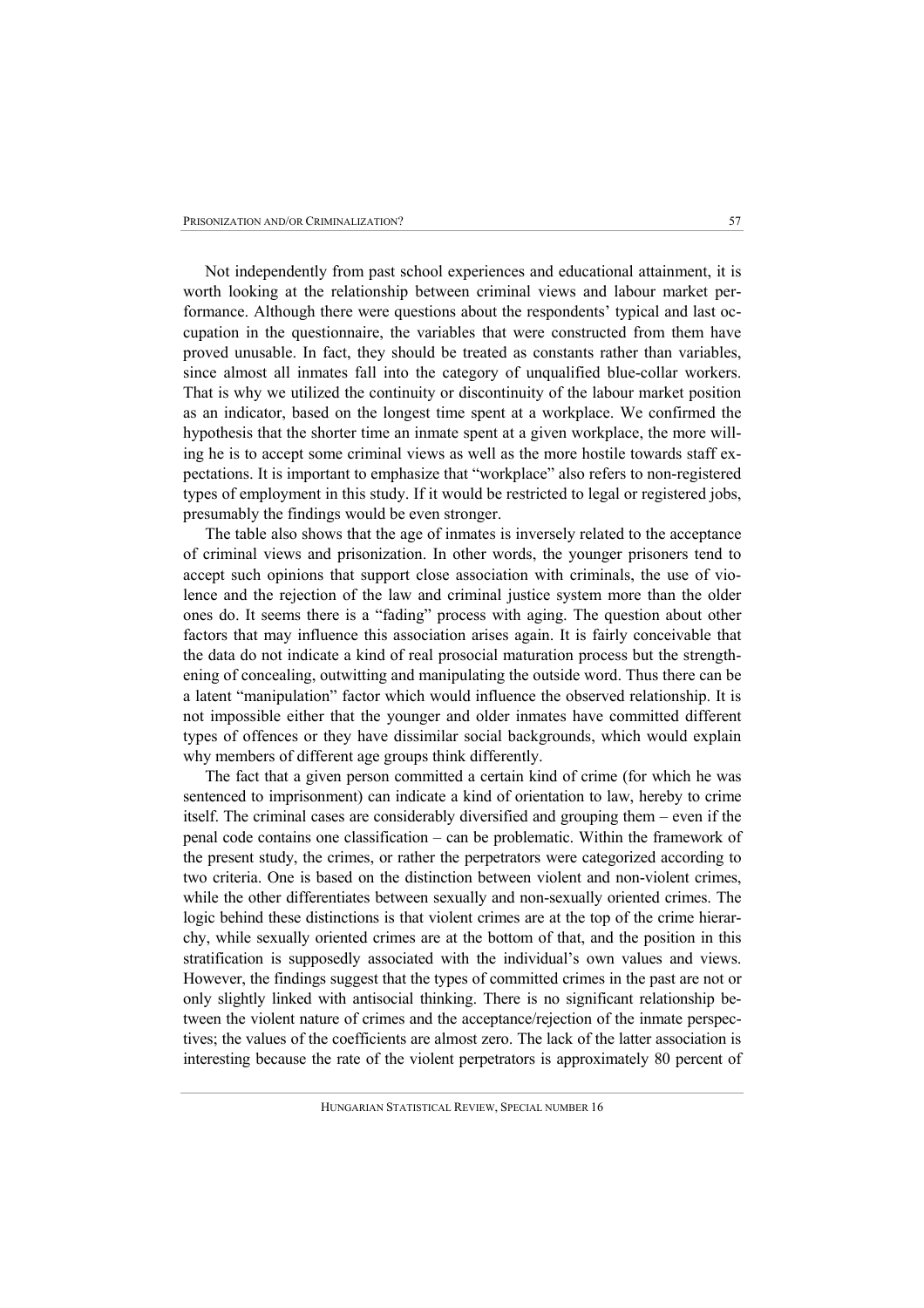Not independently from past school experiences and educational attainment, it is worth looking at the relationship between criminal views and labour market performance. Although there were questions about the respondents' typical and last occupation in the questionnaire, the variables that were constructed from them have proved unusable. In fact, they should be treated as constants rather than variables, since almost all inmates fall into the category of unqualified blue-collar workers. That is why we utilized the continuity or discontinuity of the labour market position as an indicator, based on the longest time spent at a workplace. We confirmed the hypothesis that the shorter time an inmate spent at a given workplace, the more willing he is to accept some criminal views as well as the more hostile towards staff expectations. It is important to emphasize that "workplace" also refers to non-registered types of employment in this study. If it would be restricted to legal or registered jobs, presumably the findings would be even stronger.

The table also shows that the age of inmates is inversely related to the acceptance of criminal views and prisonization. In other words, the younger prisoners tend to accept such opinions that support close association with criminals, the use of violence and the rejection of the law and criminal justice system more than the older ones do. It seems there is a "fading" process with aging. The question about other factors that may influence this association arises again. It is fairly conceivable that the data do not indicate a kind of real prosocial maturation process but the strengthening of concealing, outwitting and manipulating the outside word. Thus there can be a latent "manipulation" factor which would influence the observed relationship. It is not impossible either that the younger and older inmates have committed different types of offences or they have dissimilar social backgrounds, which would explain why members of different age groups think differently.

The fact that a given person committed a certain kind of crime (for which he was sentenced to imprisonment) can indicate a kind of orientation to law, hereby to crime itself. The criminal cases are considerably diversified and grouping them – even if the penal code contains one classification – can be problematic. Within the framework of the present study, the crimes, or rather the perpetrators were categorized according to two criteria. One is based on the distinction between violent and non-violent crimes, while the other differentiates between sexually and non-sexually oriented crimes. The logic behind these distinctions is that violent crimes are at the top of the crime hierarchy, while sexually oriented crimes are at the bottom of that, and the position in this stratification is supposedly associated with the individual's own values and views. However, the findings suggest that the types of committed crimes in the past are not or only slightly linked with antisocial thinking. There is no significant relationship between the violent nature of crimes and the acceptance/rejection of the inmate perspectives; the values of the coefficients are almost zero. The lack of the latter association is interesting because the rate of the violent perpetrators is approximately 80 percent of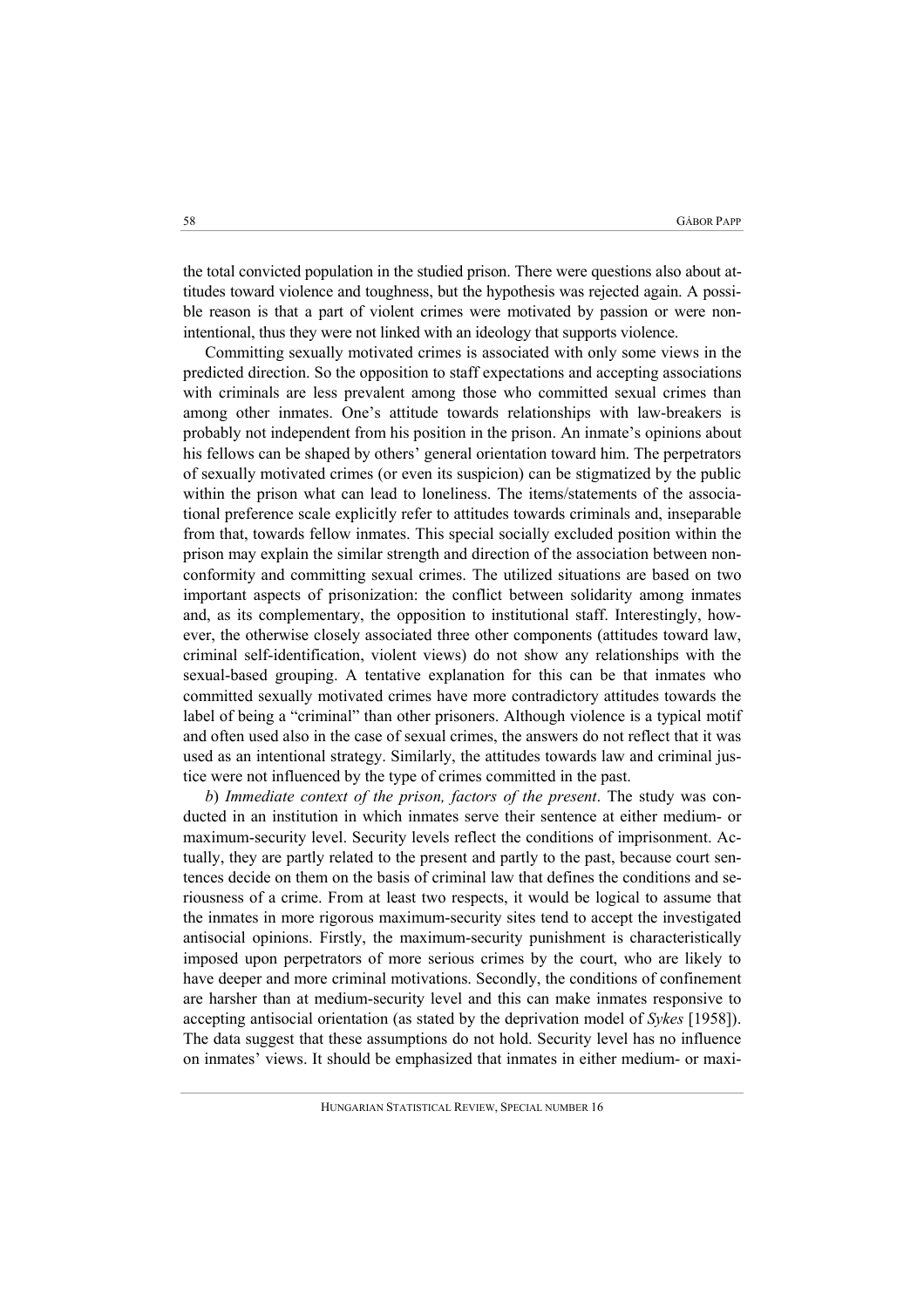the total convicted population in the studied prison. There were questions also about attitudes toward violence and toughness, but the hypothesis was rejected again. A possible reason is that a part of violent crimes were motivated by passion or were non-intentional, thus they were not linked with an ideology that supports violence.

Committing sexually motivated crimes is associated with only some views in the predicted direction. So the opposition to staff expectations and accepting associations with criminals are less prevalent among those who committed sexual crimes than among other inmates. One's attitude towards relationships with law-breakers is probably not independent from his position in the prison. An inmate's opinions about his fellows can be shaped by others' general orientation toward him. The perpetrators of sexually motivated crimes (or even its suspicion) can be stigmatized by the public within the prison what can lead to loneliness. The items/statements of the associational preference scale explicitly refer to attitudes towards criminals and, inseparable from that, towards fellow inmates. This special socially excluded position within the prison may explain the similar strength and direction of the association between nonconformity and committing sexual crimes. The utilized situations are based on two important aspects of prisonization: the conflict between solidarity among inmates and, as its complementary, the opposition to institutional staff. Interestingly, however, the otherwise closely associated three other components (attitudes toward law, criminal self-identification, violent views) do not show any relationships with the sexual-based grouping. A tentative explanation for this can be that inmates who committed sexually motivated crimes have more contradictory attitudes towards the label of being a "criminal" than other prisoners. Although violence is a typical motif and often used also in the case of sexual crimes, the answers do not reflect that it was used as an intentional strategy. Similarly, the attitudes towards law and criminal justice were not influenced by the type of crimes committed in the past.

*b*) *Immediate context of the prison, factors of the present*. The study was conducted in an institution in which inmates serve their sentence at either medium- or maximum-security level. Security levels reflect the conditions of imprisonment. Actually, they are partly related to the present and partly to the past, because court sentences decide on them on the basis of criminal law that defines the conditions and seriousness of a crime. From at least two respects, it would be logical to assume that the inmates in more rigorous maximum-security sites tend to accept the investigated antisocial opinions. Firstly, the maximum-security punishment is characteristically imposed upon perpetrators of more serious crimes by the court, who are likely to have deeper and more criminal motivations. Secondly, the conditions of confinement are harsher than at medium-security level and this can make inmates responsive to accepting antisocial orientation (as stated by the deprivation model of *Sykes* [1958]). The data suggest that these assumptions do not hold. Security level has no influence on inmates' views. It should be emphasized that inmates in either medium- or maxi-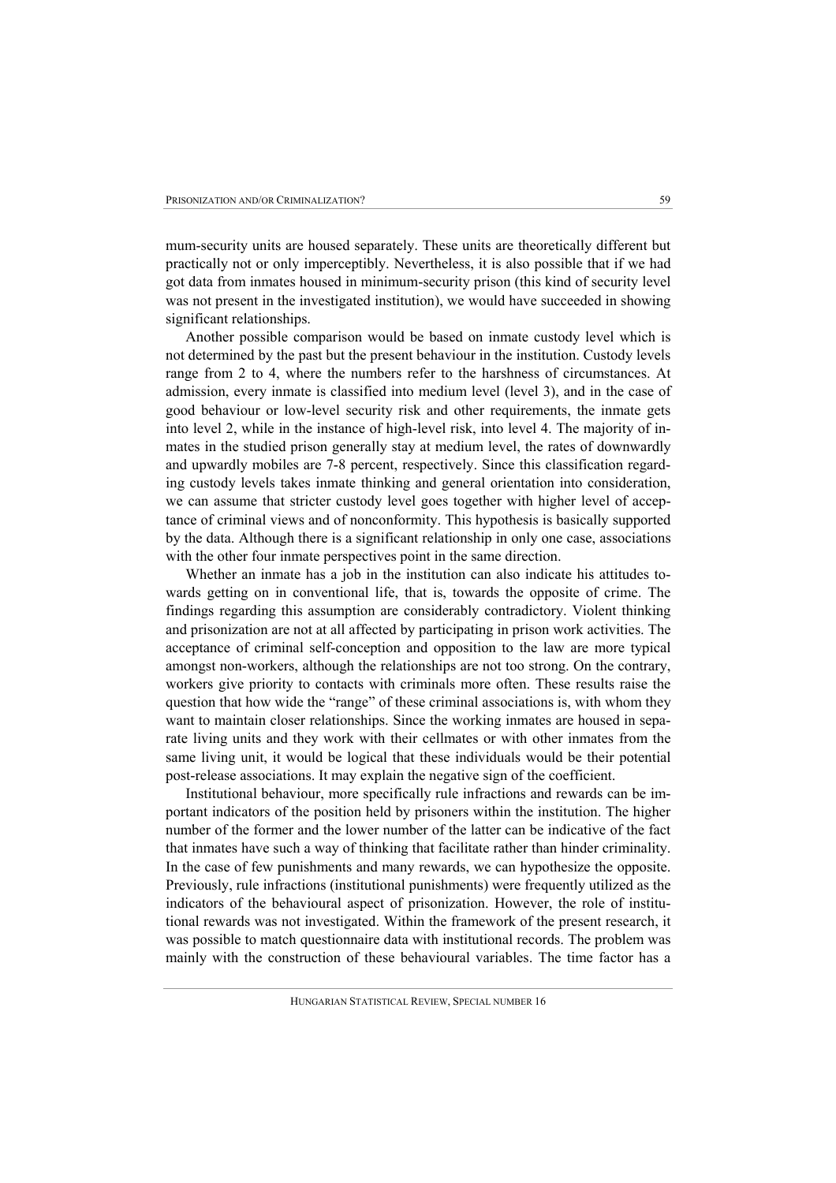mum-security units are housed separately. These units are theoretically different but practically not or only imperceptibly. Nevertheless, it is also possible that if we had got data from inmates housed in minimum-security prison (this kind of security level was not present in the investigated institution), we would have succeeded in showing significant relationships.

Another possible comparison would be based on inmate custody level which is not determined by the past but the present behaviour in the institution. Custody levels range from 2 to 4, where the numbers refer to the harshness of circumstances. At admission, every inmate is classified into medium level (level 3), and in the case of good behaviour or low-level security risk and other requirements, the inmate gets into level 2, while in the instance of high-level risk, into level 4. The majority of inmates in the studied prison generally stay at medium level, the rates of downwardly and upwardly mobiles are 7-8 percent, respectively. Since this classification regarding custody levels takes inmate thinking and general orientation into consideration, we can assume that stricter custody level goes together with higher level of acceptance of criminal views and of nonconformity. This hypothesis is basically supported by the data. Although there is a significant relationship in only one case, associations with the other four inmate perspectives point in the same direction.

Whether an inmate has a job in the institution can also indicate his attitudes towards getting on in conventional life, that is, towards the opposite of crime. The findings regarding this assumption are considerably contradictory. Violent thinking and prisonization are not at all affected by participating in prison work activities. The acceptance of criminal self-conception and opposition to the law are more typical amongst non-workers, although the relationships are not too strong. On the contrary, workers give priority to contacts with criminals more often. These results raise the question that how wide the "range" of these criminal associations is, with whom they want to maintain closer relationships. Since the working inmates are housed in separate living units and they work with their cellmates or with other inmates from the same living unit, it would be logical that these individuals would be their potential post-release associations. It may explain the negative sign of the coefficient.

Institutional behaviour, more specifically rule infractions and rewards can be important indicators of the position held by prisoners within the institution. The higher number of the former and the lower number of the latter can be indicative of the fact that inmates have such a way of thinking that facilitate rather than hinder criminality. In the case of few punishments and many rewards, we can hypothesize the opposite. Previously, rule infractions (institutional punishments) were frequently utilized as the indicators of the behavioural aspect of prisonization. However, the role of institutional rewards was not investigated. Within the framework of the present research, it was possible to match questionnaire data with institutional records. The problem was mainly with the construction of these behavioural variables. The time factor has a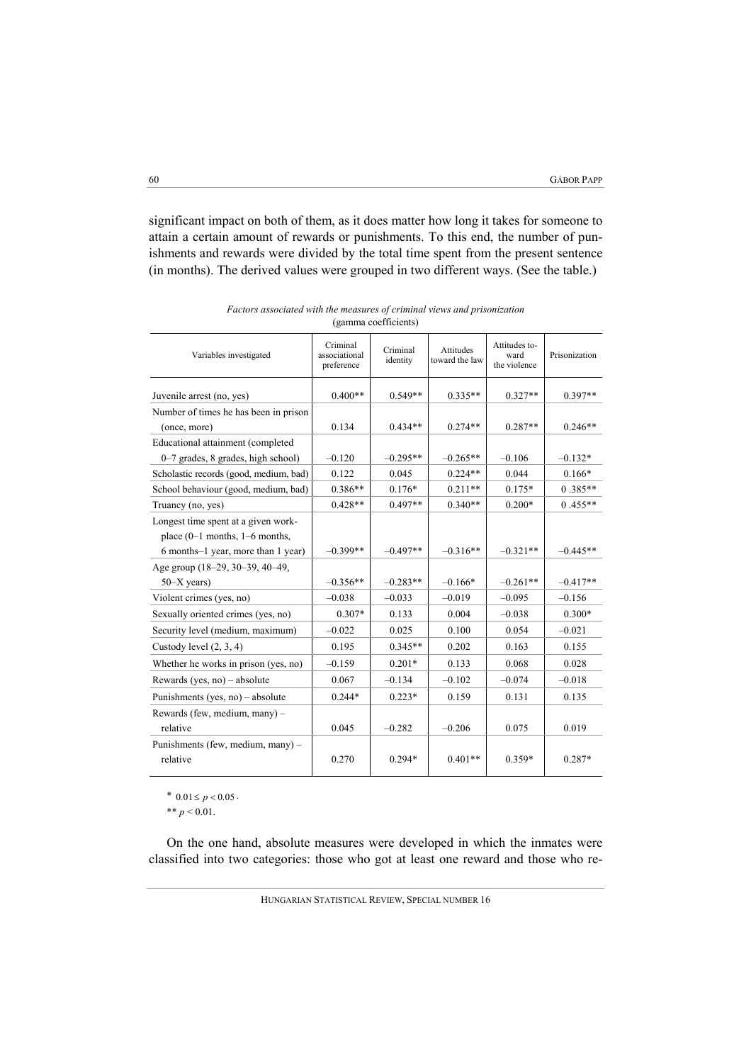significant impact on both of them, as it does matter how long it takes for someone to attain a certain amount of rewards or punishments. To this end, the number of punishments and rewards were divided by the total time spent from the present sentence (in months). The derived values were grouped in two different ways. (See the table.)

*Factors associated with the measures of criminal views and prisonization*
(gamma coefficients)

| Variables investigated | Criminal associational preference | Criminal identity | Attitudes toward the law | Attitudes toward the violence | Prisonization |
|---|---|---|---|---|---|
| Juvenile arrest (no, yes) | 0.400** | 0.549** | 0.335** | 0.327** | 0.397** |
| Number of times he has been in prison (once, more) | 0.134 | 0.434** | 0.274** | 0.287** | 0.246** |
| Educational attainment (completed 0–7 grades, 8 grades, high school) | –0.120 | –0.295** | –0.265** | –0.106 | –0.132* |
| Scholastic records (good, medium, bad) | 0.122 | 0.045 | 0.224** | 0.044 | 0.166* |
| School behaviour (good, medium, bad) | 0.386** | 0.176* | 0.211** | 0.175* | 0 .385** |
| Truancy (no, yes) | 0.428** | 0.497** | 0.340** | 0.200* | 0 .455** |
| Longest time spent at a given workplace (0–1 months, 1–6 months, 6 months–1 year, more than 1 year) | –0.399** | –0.497** | –0.316** | –0.321** | –0.445** |
| Age group (18–29, 30–39, 40–49, 50–X years) | –0.356** | –0.283** | –0.166* | –0.261** | –0.417** |
| Violent crimes (yes, no) | –0.038 | –0.033 | –0.019 | –0.095 | –0.156 |
| Sexually oriented crimes (yes, no) | 0.307* | 0.133 | 0.004 | –0.038 | 0.300* |
| Security level (medium, maximum) | –0.022 | 0.025 | 0.100 | 0.054 | –0.021 |
| Custody level (2, 3, 4) | 0.195 | 0.345** | 0.202 | 0.163 | 0.155 |
| Whether he works in prison (yes, no) | –0.159 | 0.201* | 0.133 | 0.068 | 0.028 |
| Rewards (yes, no) – absolute | 0.067 | –0.134 | –0.102 | –0.074 | –0.018 |
| Punishments (yes, no) – absolute | 0.244* | 0.223* | 0.159 | 0.131 | 0.135 |
| Rewards (few, medium, many) – relative | 0.045 | –0.282 | –0.206 | 0.075 | 0.019 |
| Punishments (few, medium, many) – relative | 0.270 | 0.294* | 0.401** | 0.359* | 0.287* |

* $0.01 \leq p < 0.05$.

** $p < 0.01$.

On the one hand, absolute measures were developed in which the inmates were classified into two categories: those who got at least one reward and those who re-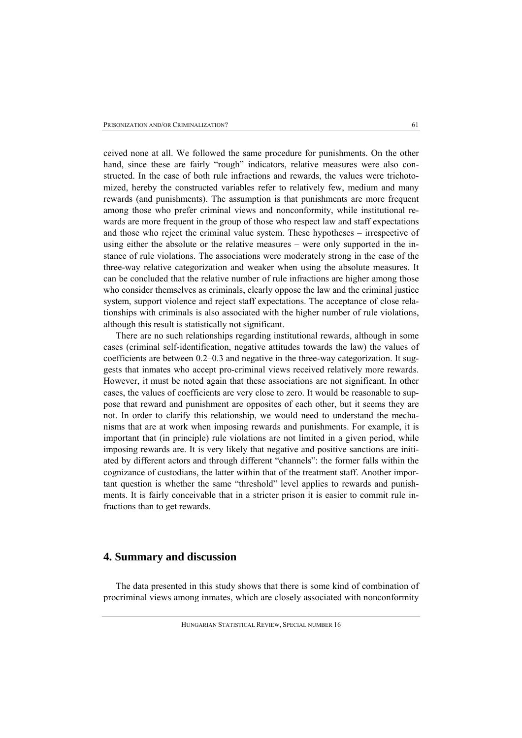ceived none at all. We followed the same procedure for punishments. On the other hand, since these are fairly "rough" indicators, relative measures were also constructed. In the case of both rule infractions and rewards, the values were trichotomized, hereby the constructed variables refer to relatively few, medium and many rewards (and punishments). The assumption is that punishments are more frequent among those who prefer criminal views and nonconformity, while institutional rewards are more frequent in the group of those who respect law and staff expectations and those who reject the criminal value system. These hypotheses – irrespective of using either the absolute or the relative measures – were only supported in the instance of rule violations. The associations were moderately strong in the case of the three-way relative categorization and weaker when using the absolute measures. It can be concluded that the relative number of rule infractions are higher among those who consider themselves as criminals, clearly oppose the law and the criminal justice system, support violence and reject staff expectations. The acceptance of close relationships with criminals is also associated with the higher number of rule violations, although this result is statistically not significant.

There are no such relationships regarding institutional rewards, although in some cases (criminal self-identification, negative attitudes towards the law) the values of coefficients are between 0.2–0.3 and negative in the three-way categorization. It suggests that inmates who accept pro-criminal views received relatively more rewards. However, it must be noted again that these associations are not significant. In other cases, the values of coefficients are very close to zero. It would be reasonable to suppose that reward and punishment are opposites of each other, but it seems they are not. In order to clarify this relationship, we would need to understand the mechanisms that are at work when imposing rewards and punishments. For example, it is important that (in principle) rule violations are not limited in a given period, while imposing rewards are. It is very likely that negative and positive sanctions are initiated by different actors and through different "channels": the former falls within the cognizance of custodians, the latter within that of the treatment staff. Another important question is whether the same "threshold" level applies to rewards and punishments. It is fairly conceivable that in a stricter prison it is easier to commit rule infractions than to get rewards.

## 4. Summary and discussion

The data presented in this study shows that there is some kind of combination of procriminal views among inmates, which are closely associated with nonconformity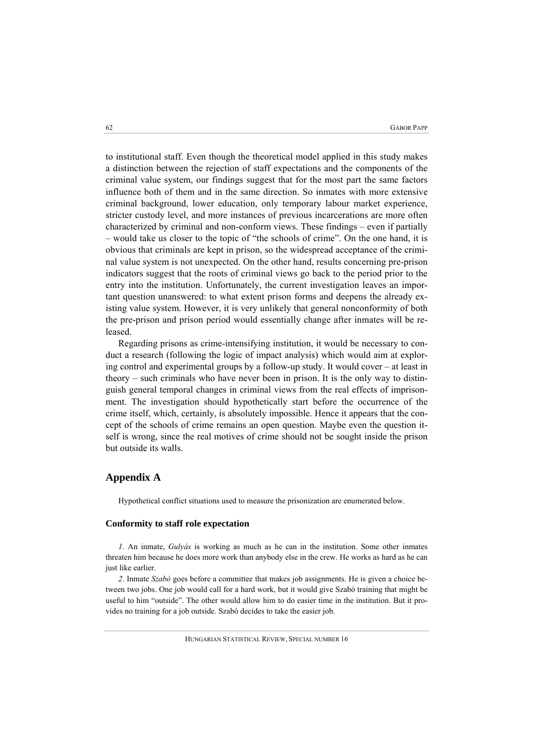to institutional staff. Even though the theoretical model applied in this study makes a distinction between the rejection of staff expectations and the components of the criminal value system, our findings suggest that for the most part the same factors influence both of them and in the same direction. So inmates with more extensive criminal background, lower education, only temporary labour market experience, stricter custody level, and more instances of previous incarcerations are more often characterized by criminal and non-conform views. These findings – even if partially – would take us closer to the topic of "the schools of crime". On the one hand, it is obvious that criminals are kept in prison, so the widespread acceptance of the criminal value system is not unexpected. On the other hand, results concerning pre-prison indicators suggest that the roots of criminal views go back to the period prior to the entry into the institution. Unfortunately, the current investigation leaves an important question unanswered: to what extent prison forms and deepens the already existing value system. However, it is very unlikely that general nonconformity of both the pre-prison and prison period would essentially change after inmates will be released.

Regarding prisons as crime-intensifying institution, it would be necessary to conduct a research (following the logic of impact analysis) which would aim at exploring control and experimental groups by a follow-up study. It would cover – at least in theory – such criminals who have never been in prison. It is the only way to distinguish general temporal changes in criminal views from the real effects of imprisonment. The investigation should hypothetically start before the occurrence of the crime itself, which, certainly, is absolutely impossible. Hence it appears that the concept of the schools of crime remains an open question. Maybe even the question itself is wrong, since the real motives of crime should not be sought inside the prison but outside its walls.

## Appendix A

Hypothetical conflict situations used to measure the prisonization are enumerated below.

### Conformity to staff role expectation

*1*. An inmate, *Gulyás* is working as much as he can in the institution. Some other inmates threaten him because he does more work than anybody else in the crew. He works as hard as he can just like earlier.

*2*. Inmate *Szabó* goes before a committee that makes job assignments. He is given a choice between two jobs. One job would call for a hard work, but it would give Szabó training that might be useful to him "outside". The other would allow him to do easier time in the institution. But it provides no training for a job outside. Szabó decides to take the easier job.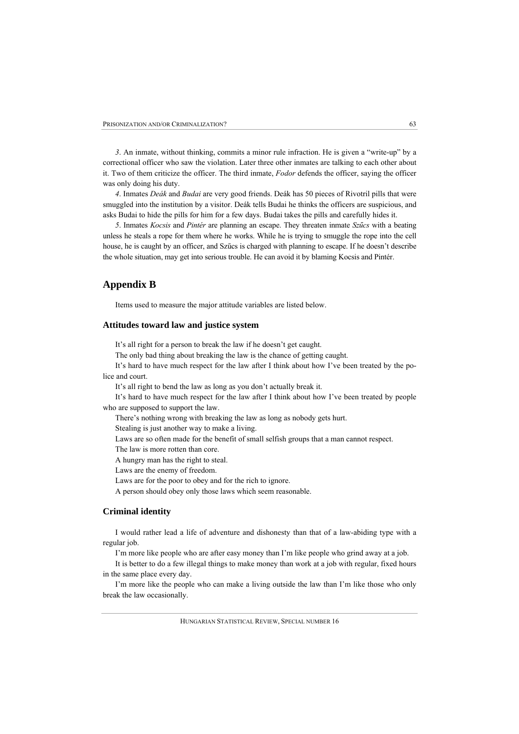*3*. An inmate, without thinking, commits a minor rule infraction. He is given a "write-up" by a correctional officer who saw the violation. Later three other inmates are talking to each other about it. Two of them criticize the officer. The third inmate, *Fodor* defends the officer, saying the officer was only doing his duty.

*4*. Inmates *Deák* and *Budai* are very good friends. Deák has 50 pieces of Rivotril pills that were smuggled into the institution by a visitor. Deák tells Budai he thinks the officers are suspicious, and asks Budai to hide the pills for him for a few days. Budai takes the pills and carefully hides it.

*5*. Inmates *Kocsis* and *Pintér* are planning an escape. They threaten inmate *Szűcs* with a beating unless he steals a rope for them where he works. While he is trying to smuggle the rope into the cell house, he is caught by an officer, and Szűcs is charged with planning to escape. If he doesn't describe the whole situation, may get into serious trouble. He can avoid it by blaming Kocsis and Pintér.

## Appendix B

Items used to measure the major attitude variables are listed below.

### Attitudes toward law and justice system

It's all right for a person to break the law if he doesn't get caught.

The only bad thing about breaking the law is the chance of getting caught.

It's hard to have much respect for the law after I think about how I've been treated by the police and court.

It's all right to bend the law as long as you don't actually break it.

It's hard to have much respect for the law after I think about how I've been treated by people who are supposed to support the law.

There's nothing wrong with breaking the law as long as nobody gets hurt.

Stealing is just another way to make a living.

Laws are so often made for the benefit of small selfish groups that a man cannot respect.

The law is more rotten than core.

A hungry man has the right to steal.

Laws are the enemy of freedom.

Laws are for the poor to obey and for the rich to ignore.

A person should obey only those laws which seem reasonable.

### Criminal identity

I would rather lead a life of adventure and dishonesty than that of a law-abiding type with a regular job.

I'm more like people who are after easy money than I'm like people who grind away at a job.

It is better to do a few illegal things to make money than work at a job with regular, fixed hours in the same place every day.

I'm more like the people who can make a living outside the law than I'm like those who only break the law occasionally.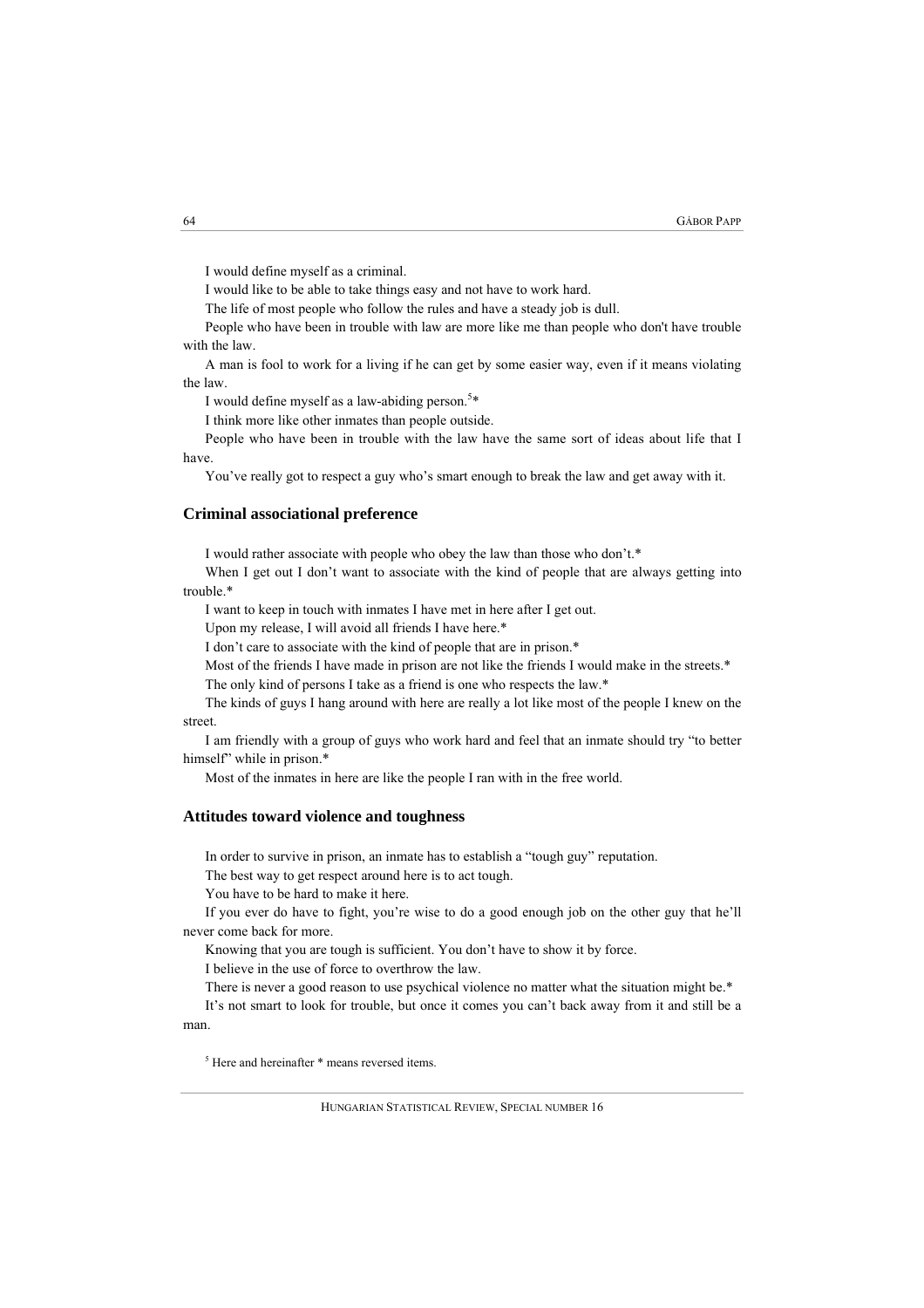I would define myself as a criminal.

I would like to be able to take things easy and not have to work hard.

The life of most people who follow the rules and have a steady job is dull.

People who have been in trouble with law are more like me than people who don't have trouble with the law.

A man is fool to work for a living if he can get by some easier way, even if it means violating the law.

I would define myself as a law-abiding person.[5]*

I think more like other inmates than people outside.

People who have been in trouble with the law have the same sort of ideas about life that I have.

You've really got to respect a guy who's smart enough to break the law and get away with it.

### Criminal associational preference

I would rather associate with people who obey the law than those who don't.*

When I get out I don't want to associate with the kind of people that are always getting into trouble.*

I want to keep in touch with inmates I have met in here after I get out.

Upon my release, I will avoid all friends I have here.*

I don't care to associate with the kind of people that are in prison.*

Most of the friends I have made in prison are not like the friends I would make in the streets.*

The only kind of persons I take as a friend is one who respects the law.*

The kinds of guys I hang around with here are really a lot like most of the people I knew on the street.

I am friendly with a group of guys who work hard and feel that an inmate should try "to better himself" while in prison.*

Most of the inmates in here are like the people I ran with in the free world.

### Attitudes toward violence and toughness

In order to survive in prison, an inmate has to establish a "tough guy" reputation.

The best way to get respect around here is to act tough.

You have to be hard to make it here.

If you ever do have to fight, you're wise to do a good enough job on the other guy that he'll never come back for more.

Knowing that you are tough is sufficient. You don't have to show it by force.

I believe in the use of force to overthrow the law.

There is never a good reason to use psychical violence no matter what the situation might be.*

It's not smart to look for trouble, but once it comes you can't back away from it and still be a man.

[5] Here and hereinafter * means reversed items.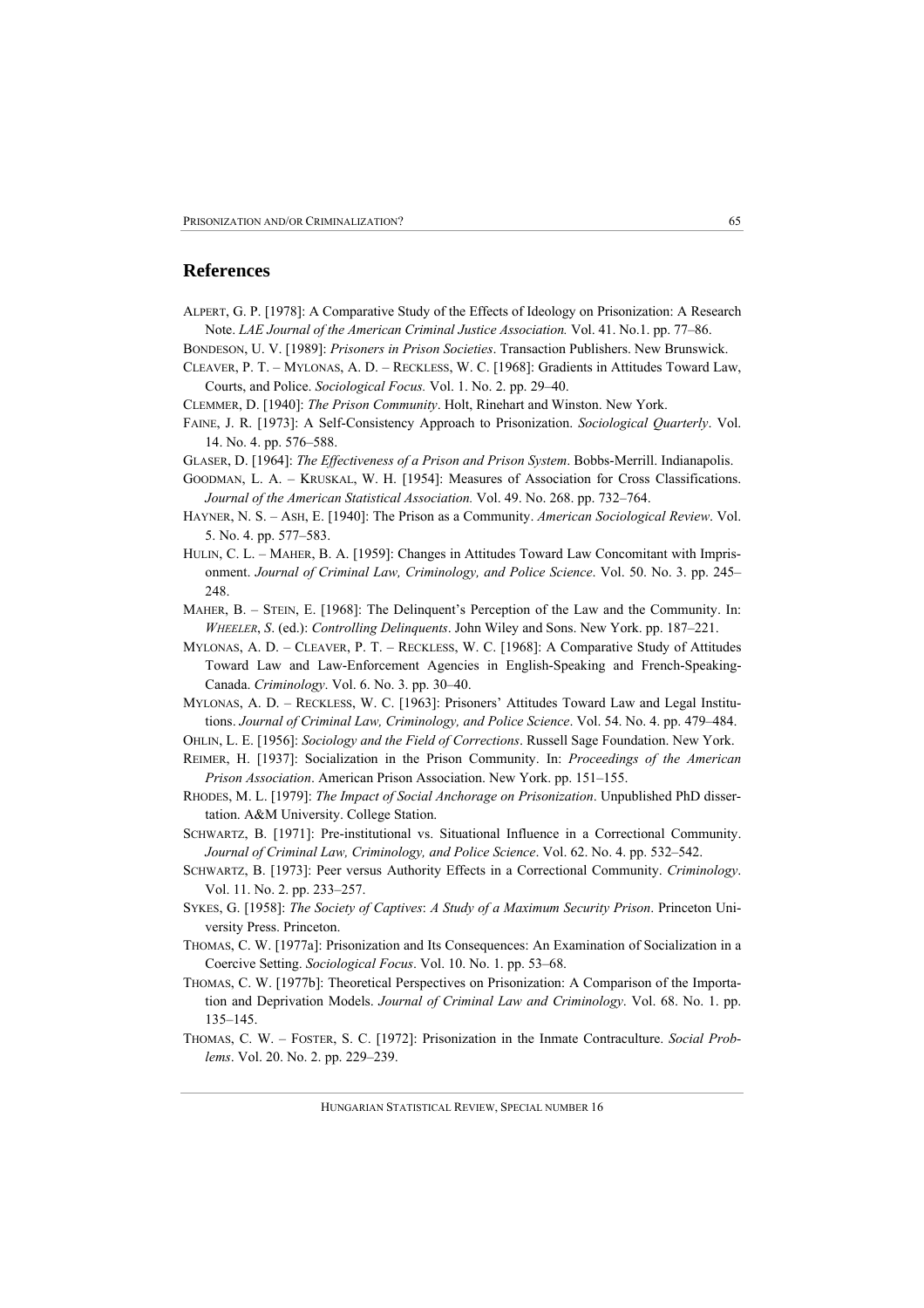## References

ALPERT, G. P. [1978]: A Comparative Study of the Effects of Ideology on Prisonization: A Research Note. *LAE Journal of the American Criminal Justice Association.* Vol. 41. No.1. pp. 77–86.

BONDESON, U. V. [1989]: *Prisoners in Prison Societies*. Transaction Publishers. New Brunswick.

CLEAVER, P. T. – MYLONAS, A. D. – RECKLESS, W. C. [1968]: Gradients in Attitudes Toward Law, Courts, and Police. *Sociological Focus.* Vol. 1. No. 2. pp. 29–40.

CLEMMER, D. [1940]: *The Prison Community*. Holt, Rinehart and Winston. New York.

FAINE, J. R. [1973]: A Self-Consistency Approach to Prisonization. *Sociological Quarterly*. Vol. 14. No. 4. pp. 576–588.

GLASER, D. [1964]: *The Effectiveness of a Prison and Prison System*. Bobbs-Merrill. Indianapolis.

GOODMAN, L. A. – KRUSKAL, W. H. [1954]: Measures of Association for Cross Classifications. *Journal of the American Statistical Association.* Vol. 49. No. 268. pp. 732–764.

HAYNER, N. S. – ASH, E. [1940]: The Prison as a Community. *American Sociological Review*. Vol. 5. No. 4. pp. 577–583.

HULIN, C. L. – MAHER, B. A. [1959]: Changes in Attitudes Toward Law Concomitant with Imprisonment. *Journal of Criminal Law, Criminology, and Police Science*. Vol. 50. No. 3. pp. 245–248.

MAHER, B. – STEIN, E. [1968]: The Delinquent's Perception of the Law and the Community. In: *WHEELER*, *S*. (ed.): *Controlling Delinquents*. John Wiley and Sons. New York. pp. 187–221.

MYLONAS, A. D. – CLEAVER, P. T. – RECKLESS, W. C. [1968]: A Comparative Study of Attitudes Toward Law and Law-Enforcement Agencies in English-Speaking and French-Speaking-Canada. *Criminology*. Vol. 6. No. 3. pp. 30–40.

MYLONAS, A. D. – RECKLESS, W. C. [1963]: Prisoners' Attitudes Toward Law and Legal Institutions. *Journal of Criminal Law, Criminology, and Police Science*. Vol. 54. No. 4. pp. 479–484.

OHLIN, L. E. [1956]: *Sociology and the Field of Corrections*. Russell Sage Foundation. New York.

REIMER, H. [1937]: Socialization in the Prison Community. In: *Proceedings of the American Prison Association*. American Prison Association. New York. pp. 151–155.

RHODES, M. L. [1979]: *The Impact of Social Anchorage on Prisonization*. Unpublished PhD dissertation. A&M University. College Station.

SCHWARTZ, B. [1971]: Pre-institutional vs. Situational Influence in a Correctional Community. *Journal of Criminal Law, Criminology, and Police Science*. Vol. 62. No. 4. pp. 532–542.

SCHWARTZ, B. [1973]: Peer versus Authority Effects in a Correctional Community. *Criminology*. Vol. 11. No. 2. pp. 233–257.

SYKES, G. [1958]: *The Society of Captives*: *A Study of a Maximum Security Prison*. Princeton University Press. Princeton.

THOMAS, C. W. [1977a]: Prisonization and Its Consequences: An Examination of Socialization in a Coercive Setting. *Sociological Focus*. Vol. 10. No. 1. pp. 53–68.

THOMAS, C. W. [1977b]: Theoretical Perspectives on Prisonization: A Comparison of the Importation and Deprivation Models. *Journal of Criminal Law and Criminology*. Vol. 68. No. 1. pp. 135–145.

THOMAS, C. W. – FOSTER, S. C. [1972]: Prisonization in the Inmate Contraculture. *Social Problems*. Vol. 20. No. 2. pp. 229–239.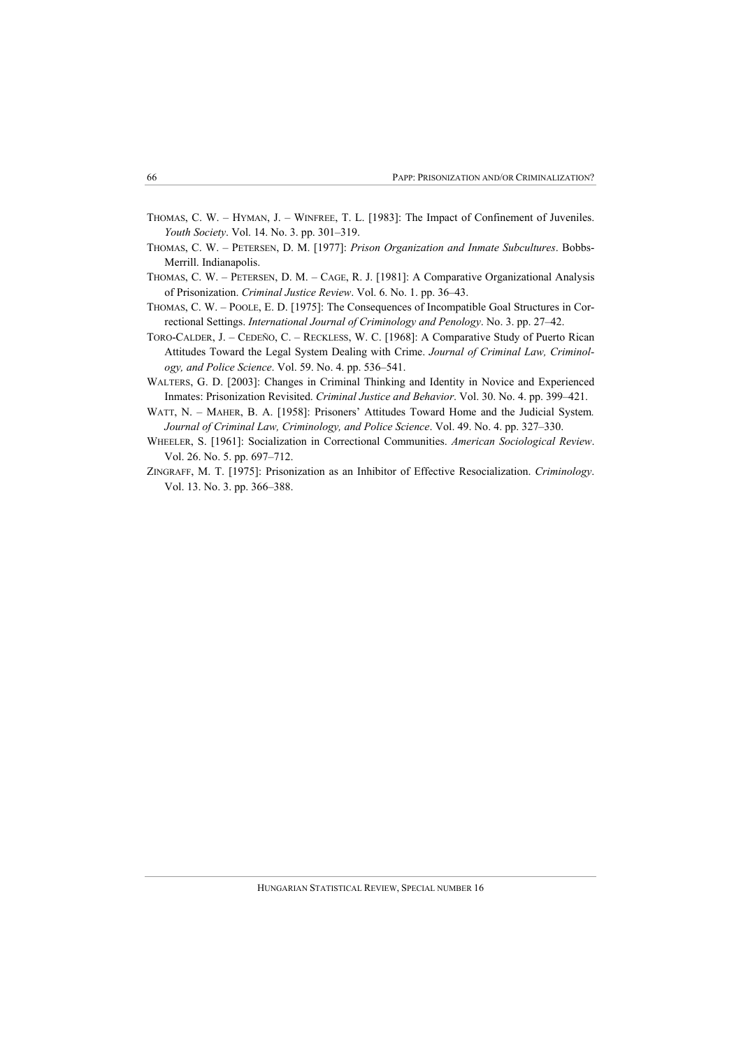THOMAS, C. W. – HYMAN, J. – WINFREE, T. L. [1983]: The Impact of Confinement of Juveniles. *Youth Society*. Vol. 14. No. 3. pp. 301–319.

THOMAS, C. W. – PETERSEN, D. M. [1977]: *Prison Organization and Inmate Subcultures*. Bobbs-Merrill. Indianapolis.

THOMAS, C. W. – PETERSEN, D. M. – CAGE, R. J. [1981]: A Comparative Organizational Analysis of Prisonization. *Criminal Justice Review*. Vol. 6. No. 1. pp. 36–43.

THOMAS, C. W. – POOLE, E. D. [1975]: The Consequences of Incompatible Goal Structures in Correctional Settings. *International Journal of Criminology and Penology*. No. 3. pp. 27–42.

TORO-CALDER, J. – CEDEÑO, C. – RECKLESS, W. C. [1968]: A Comparative Study of Puerto Rican Attitudes Toward the Legal System Dealing with Crime. *Journal of Criminal Law, Criminology, and Police Science*. Vol. 59. No. 4. pp. 536–541.

WALTERS, G. D. [2003]: Changes in Criminal Thinking and Identity in Novice and Experienced Inmates: Prisonization Revisited. *Criminal Justice and Behavior*. Vol. 30. No. 4. pp. 399–421.

WATT, N. – MAHER, B. A. [1958]: Prisoners' Attitudes Toward Home and the Judicial System. *Journal of Criminal Law, Criminology, and Police Science*. Vol. 49. No. 4. pp. 327–330.

WHEELER, S. [1961]: Socialization in Correctional Communities. *American Sociological Review*. Vol. 26. No. 5. pp. 697–712.

ZINGRAFF, M. T. [1975]: Prisonization as an Inhibitor of Effective Resocialization. *Criminology*. Vol. 13. No. 3. pp. 366–388.